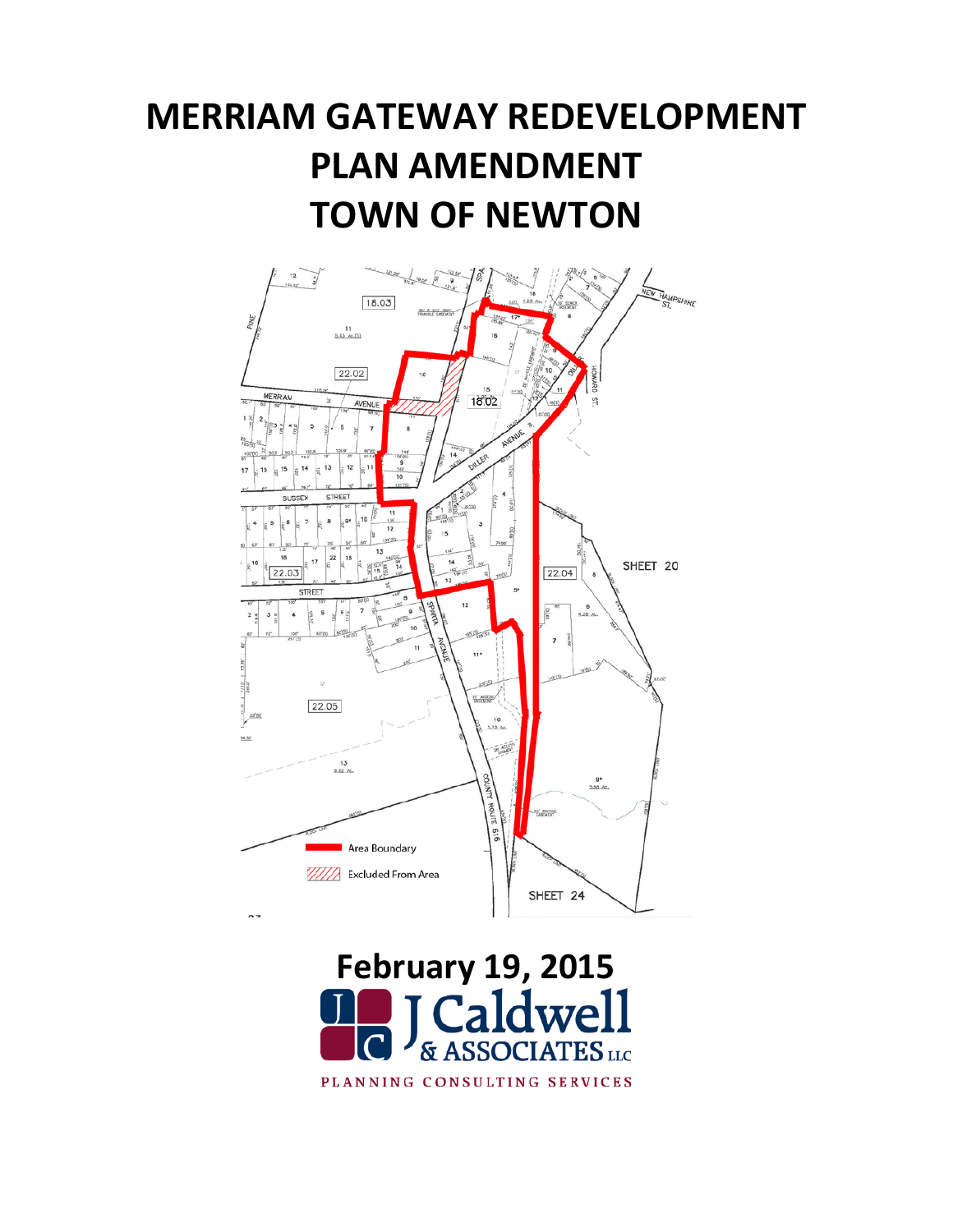# MERRIAM GATEWAY REDEVELOPMENT PLAN AMENDMENT TOWN OF NEWTON

Area Boundary

Excluded From Area

**February 19, 2015**

J Caldwell & ASSOCIATES LLC

PLANNING CONSULTING SERVICES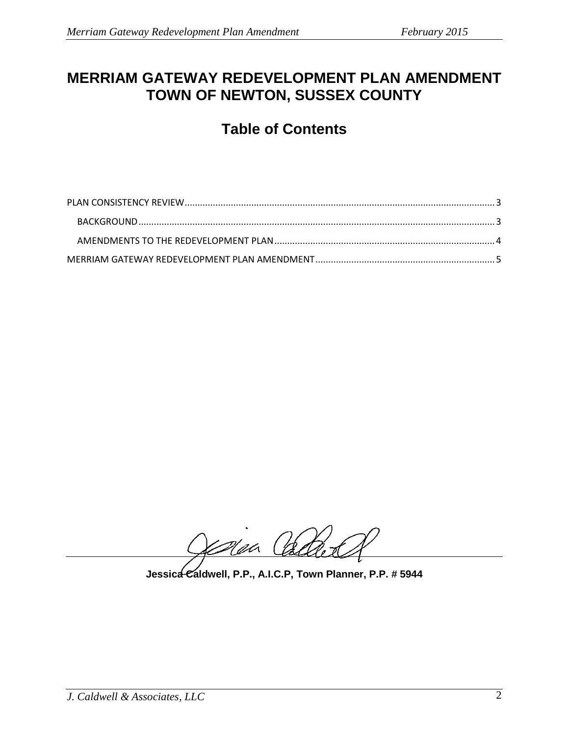# MERRIAM GATEWAY REDEVELOPMENT PLAN AMENDMENT
# TOWN OF NEWTON, SUSSEX COUNTY

## Table of Contents

PLAN CONSISTENCY REVIEW........................................................................................................................3

- BACKGROUND..........................................................................................................................................3
- AMENDMENTS TO THE REDEVELOPMENT PLAN.....................................................................................4

MERRIAM GATEWAY REDEVELOPMENT PLAN AMENDMENT.....................................................................5

**Jessica Caldwell, P.P., A.I.C.P, Town Planner, P.P. # 5944**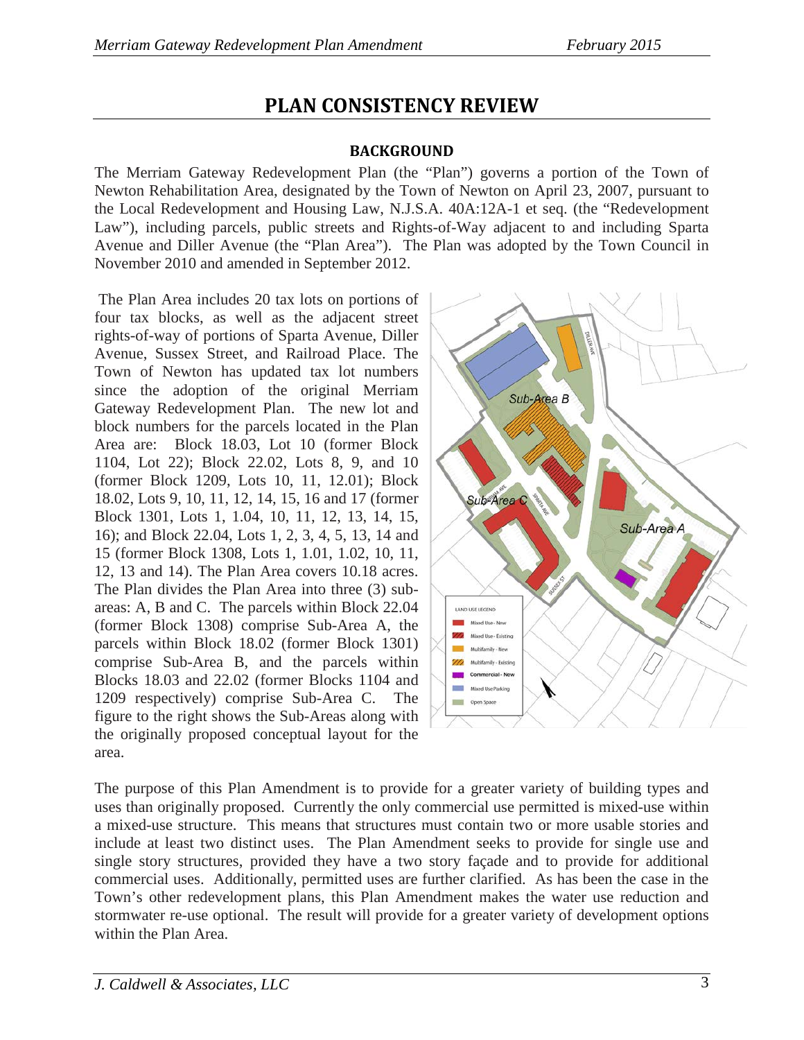# PLAN CONSISTENCY REVIEW

## BACKGROUND

The Merriam Gateway Redevelopment Plan (the "Plan") governs a portion of the Town of Newton Rehabilitation Area, designated by the Town of Newton on April 23, 2007, pursuant to the Local Redevelopment and Housing Law, N.J.S.A. 40A:12A-1 et seq. (the "Redevelopment Law"), including parcels, public streets and Rights-of-Way adjacent to and including Sparta Avenue and Diller Avenue (the "Plan Area"). The Plan was adopted by the Town Council in November 2010 and amended in September 2012.

The Plan Area includes 20 tax lots on portions of four tax blocks, as well as the adjacent street rights-of-way of portions of Sparta Avenue, Diller Avenue, Sussex Street, and Railroad Place. The Town of Newton has updated tax lot numbers since the adoption of the original Merriam Gateway Redevelopment Plan. The new lot and block numbers for the parcels located in the Plan Area are: Block 18.03, Lot 10 (former Block 1104, Lot 22); Block 22.02, Lots 8, 9, and 10 (former Block 1209, Lots 10, 11, 12.01); Block 18.02, Lots 9, 10, 11, 12, 14, 15, 16 and 17 (former Block 1301, Lots 1, 1.04, 10, 11, 12, 13, 14, 15, 16); and Block 22.04, Lots 1, 2, 3, 4, 5, 13, 14 and 15 (former Block 1308, Lots 1, 1.01, 1.02, 10, 11, 12, 13 and 14). The Plan Area covers 10.18 acres. The Plan divides the Plan Area into three (3) sub-areas: A, B and C. The parcels within Block 22.04 (former Block 1308) comprise Sub-Area A, the parcels within Block 18.02 (former Block 1301) comprise Sub-Area B, and the parcels within Blocks 18.03 and 22.02 (former Blocks 1104 and 1209 respectively) comprise Sub-Area C. The figure to the right shows the Sub-Areas along with the originally proposed conceptual layout for the area.

The purpose of this Plan Amendment is to provide for a greater variety of building types and uses than originally proposed. Currently the only commercial use permitted is mixed-use within a mixed-use structure. This means that structures must contain two or more usable stories and include at least two distinct uses. The Plan Amendment seeks to provide for single use and single story structures, provided they have a two story façade and to provide for additional commercial uses. Additionally, permitted uses are further clarified. As has been the case in the Town's other redevelopment plans, this Plan Amendment makes the water use reduction and stormwater re-use optional. The result will provide for a greater variety of development options within the Plan Area.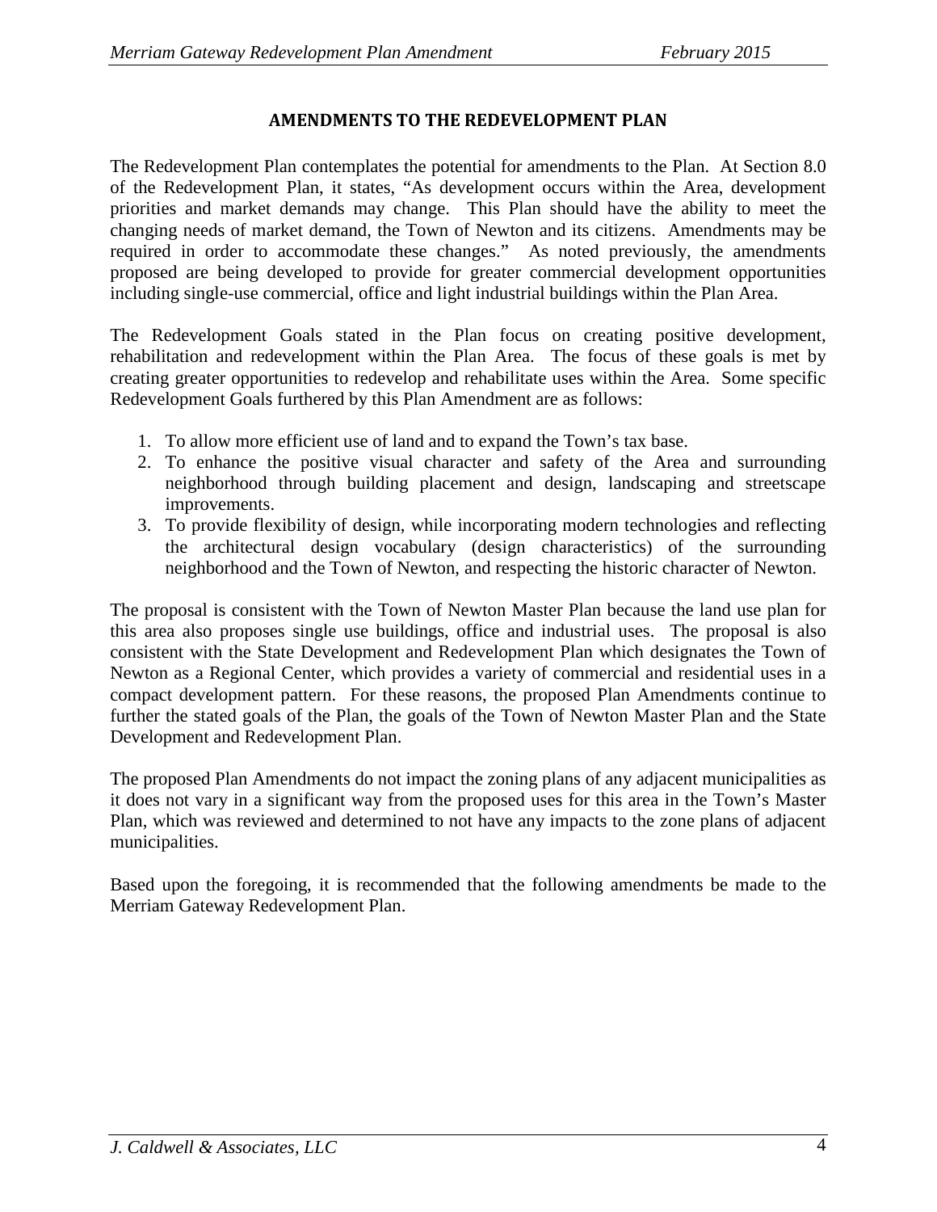## AMENDMENTS TO THE REDEVELOPMENT PLAN

The Redevelopment Plan contemplates the potential for amendments to the Plan. At Section 8.0 of the Redevelopment Plan, it states, "As development occurs within the Area, development priorities and market demands may change. This Plan should have the ability to meet the changing needs of market demand, the Town of Newton and its citizens. Amendments may be required in order to accommodate these changes." As noted previously, the amendments proposed are being developed to provide for greater commercial development opportunities including single-use commercial, office and light industrial buildings within the Plan Area.

The Redevelopment Goals stated in the Plan focus on creating positive development, rehabilitation and redevelopment within the Plan Area. The focus of these goals is met by creating greater opportunities to redevelop and rehabilitate uses within the Area. Some specific Redevelopment Goals furthered by this Plan Amendment are as follows:

1. To allow more efficient use of land and to expand the Town's tax base.
2. To enhance the positive visual character and safety of the Area and surrounding neighborhood through building placement and design, landscaping and streetscape improvements.
3. To provide flexibility of design, while incorporating modern technologies and reflecting the architectural design vocabulary (design characteristics) of the surrounding neighborhood and the Town of Newton, and respecting the historic character of Newton.

The proposal is consistent with the Town of Newton Master Plan because the land use plan for this area also proposes single use buildings, office and industrial uses. The proposal is also consistent with the State Development and Redevelopment Plan which designates the Town of Newton as a Regional Center, which provides a variety of commercial and residential uses in a compact development pattern. For these reasons, the proposed Plan Amendments continue to further the stated goals of the Plan, the goals of the Town of Newton Master Plan and the State Development and Redevelopment Plan.

The proposed Plan Amendments do not impact the zoning plans of any adjacent municipalities as it does not vary in a significant way from the proposed uses for this area in the Town's Master Plan, which was reviewed and determined to not have any impacts to the zone plans of adjacent municipalities.

Based upon the foregoing, it is recommended that the following amendments be made to the Merriam Gateway Redevelopment Plan.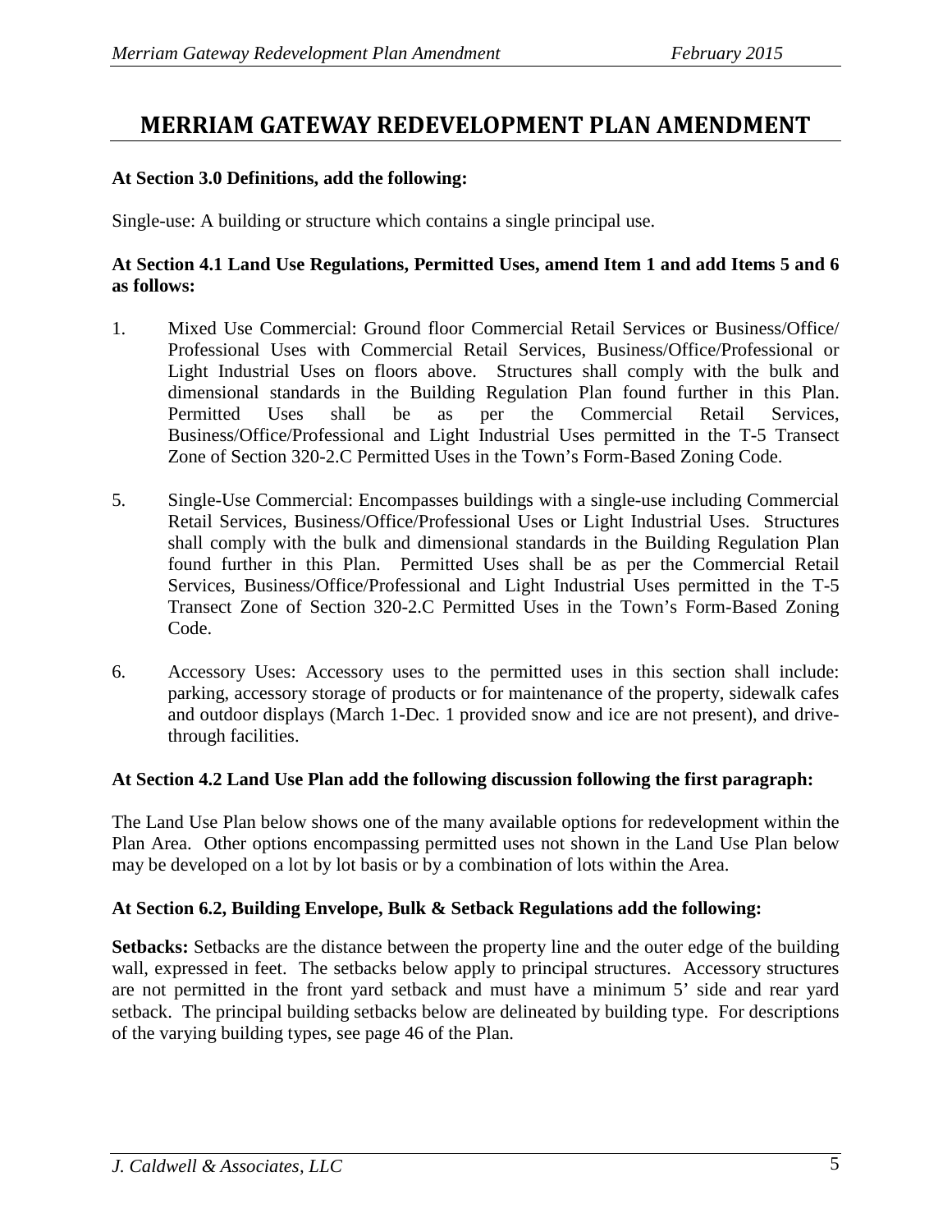# MERRIAM GATEWAY REDEVELOPMENT PLAN AMENDMENT

**At Section 3.0 Definitions, add the following:**

Single-use: A building or structure which contains a single principal use.

**At Section 4.1 Land Use Regulations, Permitted Uses, amend Item 1 and add Items 5 and 6 as follows:**

1. Mixed Use Commercial: Ground floor Commercial Retail Services or Business/Office/ Professional Uses with Commercial Retail Services, Business/Office/Professional or Light Industrial Uses on floors above. Structures shall comply with the bulk and dimensional standards in the Building Regulation Plan found further in this Plan. Permitted Uses shall be as per the Commercial Retail Services, Business/Office/Professional and Light Industrial Uses permitted in the T-5 Transect Zone of Section 320-2.C Permitted Uses in the Town's Form-Based Zoning Code.

5. Single-Use Commercial: Encompasses buildings with a single-use including Commercial Retail Services, Business/Office/Professional Uses or Light Industrial Uses. Structures shall comply with the bulk and dimensional standards in the Building Regulation Plan found further in this Plan. Permitted Uses shall be as per the Commercial Retail Services, Business/Office/Professional and Light Industrial Uses permitted in the T-5 Transect Zone of Section 320-2.C Permitted Uses in the Town's Form-Based Zoning Code.

6. Accessory Uses: Accessory uses to the permitted uses in this section shall include: parking, accessory storage of products or for maintenance of the property, sidewalk cafes and outdoor displays (March 1-Dec. 1 provided snow and ice are not present), and drive-through facilities.

**At Section 4.2 Land Use Plan add the following discussion following the first paragraph:**

The Land Use Plan below shows one of the many available options for redevelopment within the Plan Area. Other options encompassing permitted uses not shown in the Land Use Plan below may be developed on a lot by lot basis or by a combination of lots within the Area.

**At Section 6.2, Building Envelope, Bulk & Setback Regulations add the following:**

**Setbacks:** Setbacks are the distance between the property line and the outer edge of the building wall, expressed in feet. The setbacks below apply to principal structures. Accessory structures are not permitted in the front yard setback and must have a minimum 5' side and rear yard setback. The principal building setbacks below are delineated by building type. For descriptions of the varying building types, see page 46 of the Plan.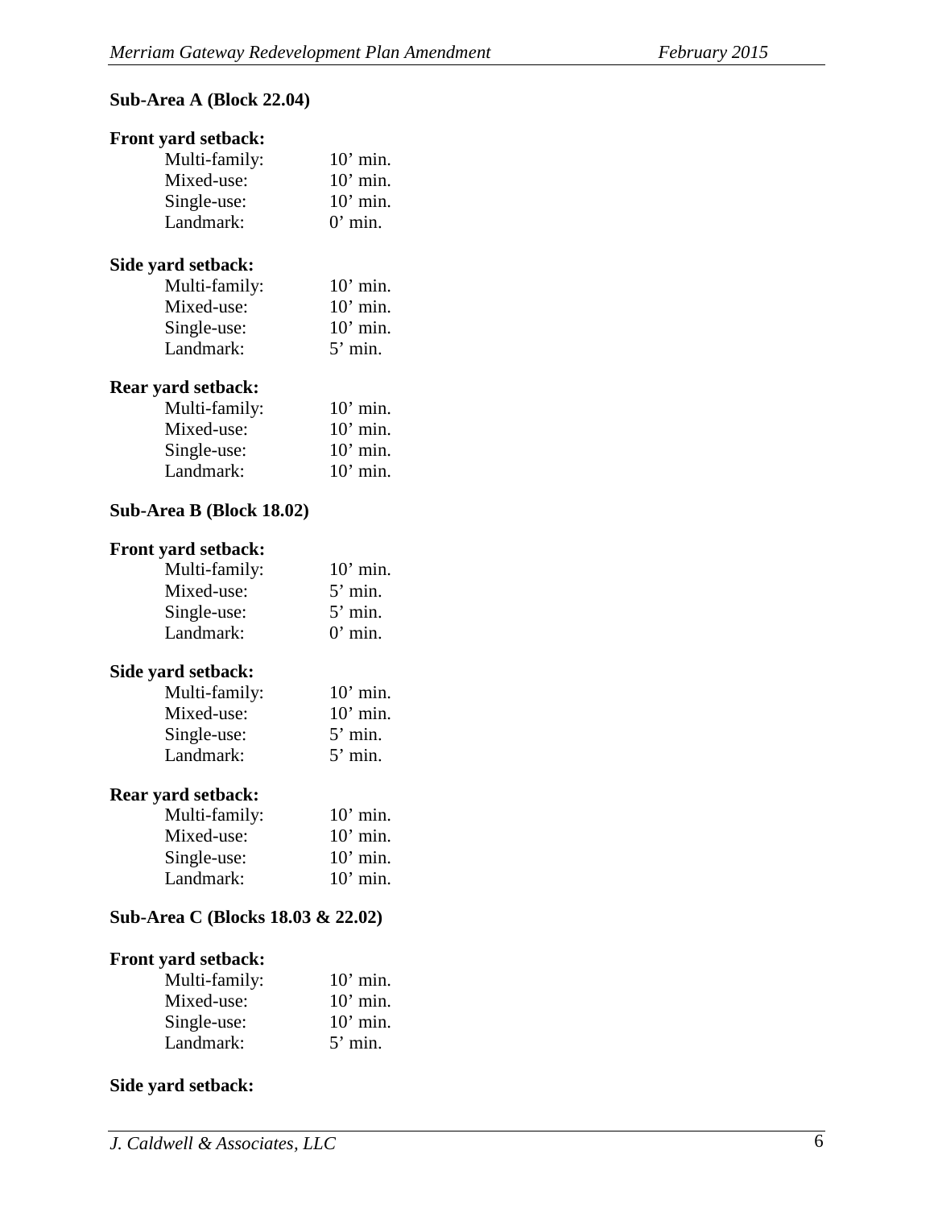**Sub-Area A (Block 22.04)**

**Front yard setback:**

| | |
|---|---|
| Multi-family: | 10’ min. |
| Mixed-use: | 10’ min. |
| Single-use: | 10’ min. |
| Landmark: | 0’ min. |

**Side yard setback:**

| | |
|---|---|
| Multi-family: | 10’ min. |
| Mixed-use: | 10’ min. |
| Single-use: | 10’ min. |
| Landmark: | 5’ min. |

**Rear yard setback:**

| | |
|---|---|
| Multi-family: | 10’ min. |
| Mixed-use: | 10’ min. |
| Single-use: | 10’ min. |
| Landmark: | 10’ min. |

**Sub-Area B (Block 18.02)**

**Front yard setback:**

| | |
|---|---|
| Multi-family: | 10’ min. |
| Mixed-use: | 5’ min. |
| Single-use: | 5’ min. |
| Landmark: | 0’ min. |

**Side yard setback:**

| | |
|---|---|
| Multi-family: | 10’ min. |
| Mixed-use: | 10’ min. |
| Single-use: | 5’ min. |
| Landmark: | 5’ min. |

**Rear yard setback:**

| | |
|---|---|
| Multi-family: | 10’ min. |
| Mixed-use: | 10’ min. |
| Single-use: | 10’ min. |
| Landmark: | 10’ min. |

**Sub-Area C (Blocks 18.03 & 22.02)**

**Front yard setback:**

| | |
|---|---|
| Multi-family: | 10’ min. |
| Mixed-use: | 10’ min. |
| Single-use: | 10’ min. |
| Landmark: | 5’ min. |

**Side yard setback:**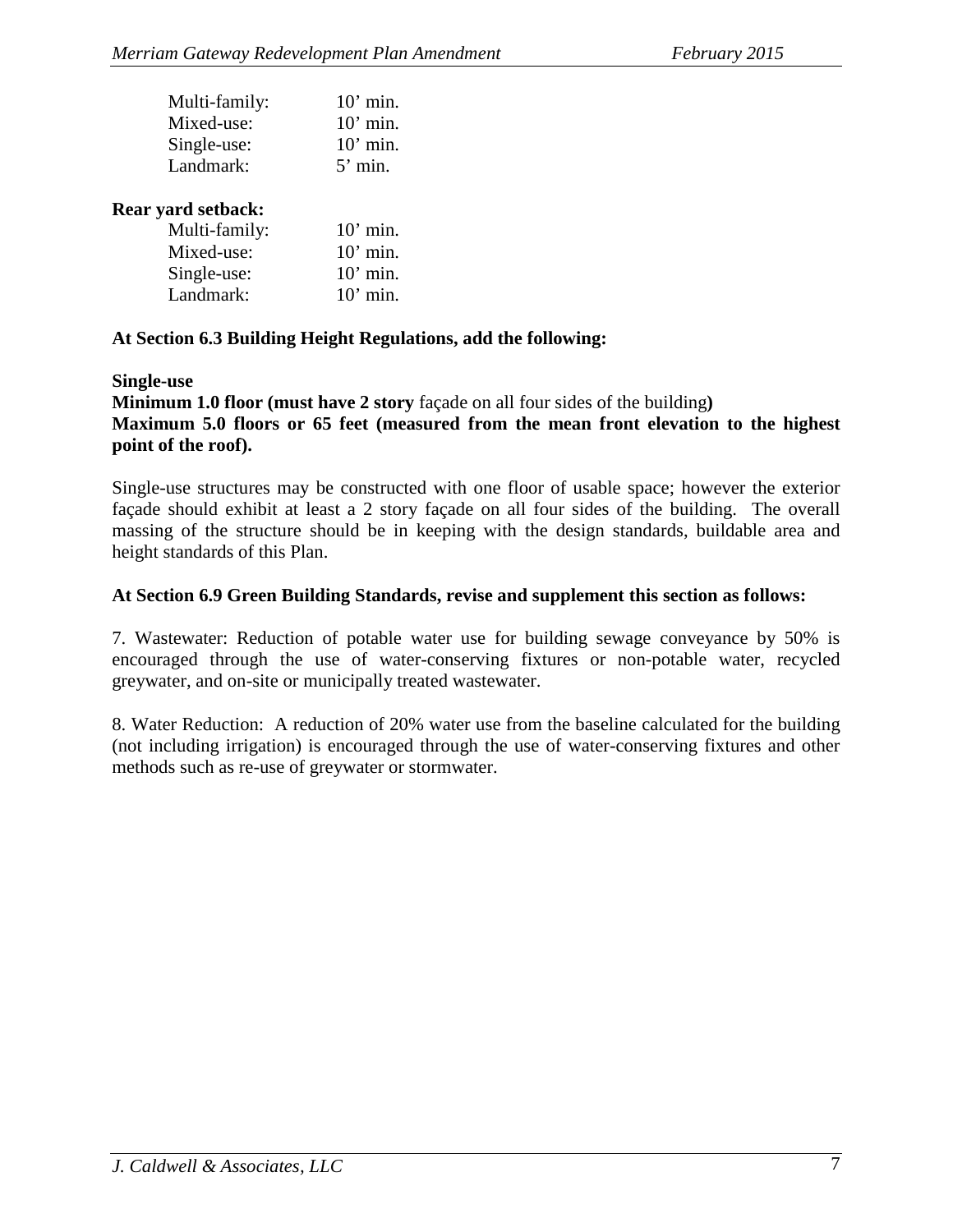| | |
|---|---|
| Multi-family: | 10’ min. |
| Mixed-use: | 10’ min. |
| Single-use: | 10’ min. |
| Landmark: | 5’ min. |

**Rear yard setback:**

| | |
|---|---|
| Multi-family: | 10’ min. |
| Mixed-use: | 10’ min. |
| Single-use: | 10’ min. |
| Landmark: | 10’ min. |

**At Section 6.3 Building Height Regulations, add the following:**

**Single-use**
**Minimum 1.0 floor (must have 2 story** façade on all four sides of the building**)**
**Maximum 5.0 floors or 65 feet (measured from the mean front elevation to the highest point of the roof).**

Single-use structures may be constructed with one floor of usable space; however the exterior façade should exhibit at least a 2 story façade on all four sides of the building. The overall massing of the structure should be in keeping with the design standards, buildable area and height standards of this Plan.

**At Section 6.9 Green Building Standards, revise and supplement this section as follows:**

7. Wastewater: Reduction of potable water use for building sewage conveyance by 50% is encouraged through the use of water-conserving fixtures or non-potable water, recycled greywater, and on-site or municipally treated wastewater.

8. Water Reduction: A reduction of 20% water use from the baseline calculated for the building (not including irrigation) is encouraged through the use of water-conserving fixtures and other methods such as re-use of greywater or stormwater.